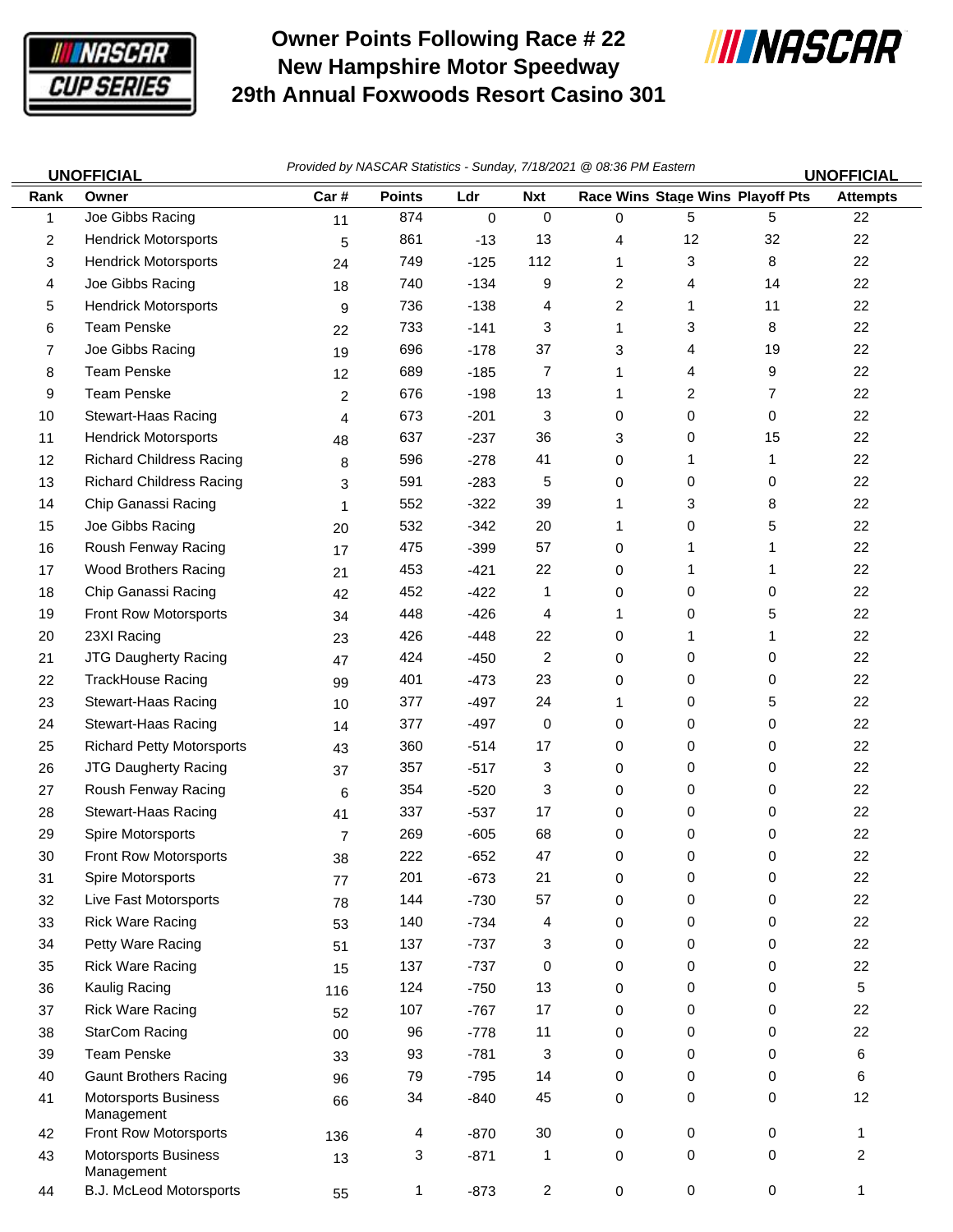# Owner Points Following Race # 22
## New Hampshire Motor Speedway
## 29th Annual Foxwoods Resort Casino 301

**UNOFFICIAL** *Provided by NASCAR Statistics - Sunday, 7/18/2021 @ 08:36 PM Eastern* **UNOFFICIAL**

| Rank | Owner | Car # | Points | Ldr | Nxt | Race Wins | Stage Wins | Playoff Pts | Attempts |
|---|---|---|---|---|---|---|---|---|---|
| 1 | Joe Gibbs Racing | 11 | 874 | 0 | 0 | 0 | 5 | 5 | 22 |
| 2 | Hendrick Motorsports | 5 | 861 | -13 | 13 | 4 | 12 | 32 | 22 |
| 3 | Hendrick Motorsports | 24 | 749 | -125 | 112 | 1 | 3 | 8 | 22 |
| 4 | Joe Gibbs Racing | 18 | 740 | -134 | 9 | 2 | 4 | 14 | 22 |
| 5 | Hendrick Motorsports | 9 | 736 | -138 | 4 | 2 | 1 | 11 | 22 |
| 6 | Team Penske | 22 | 733 | -141 | 3 | 1 | 3 | 8 | 22 |
| 7 | Joe Gibbs Racing | 19 | 696 | -178 | 37 | 3 | 4 | 19 | 22 |
| 8 | Team Penske | 12 | 689 | -185 | 7 | 1 | 4 | 9 | 22 |
| 9 | Team Penske | 2 | 676 | -198 | 13 | 1 | 2 | 7 | 22 |
| 10 | Stewart-Haas Racing | 4 | 673 | -201 | 3 | 0 | 0 | 0 | 22 |
| 11 | Hendrick Motorsports | 48 | 637 | -237 | 36 | 3 | 0 | 15 | 22 |
| 12 | Richard Childress Racing | 8 | 596 | -278 | 41 | 0 | 1 | 1 | 22 |
| 13 | Richard Childress Racing | 3 | 591 | -283 | 5 | 0 | 0 | 0 | 22 |
| 14 | Chip Ganassi Racing | 1 | 552 | -322 | 39 | 1 | 3 | 8 | 22 |
| 15 | Joe Gibbs Racing | 20 | 532 | -342 | 20 | 1 | 0 | 5 | 22 |
| 16 | Roush Fenway Racing | 17 | 475 | -399 | 57 | 0 | 1 | 1 | 22 |
| 17 | Wood Brothers Racing | 21 | 453 | -421 | 22 | 0 | 1 | 1 | 22 |
| 18 | Chip Ganassi Racing | 42 | 452 | -422 | 1 | 0 | 0 | 0 | 22 |
| 19 | Front Row Motorsports | 34 | 448 | -426 | 4 | 1 | 0 | 5 | 22 |
| 20 | 23XI Racing | 23 | 426 | -448 | 22 | 0 | 1 | 1 | 22 |
| 21 | JTG Daugherty Racing | 47 | 424 | -450 | 2 | 0 | 0 | 0 | 22 |
| 22 | TrackHouse Racing | 99 | 401 | -473 | 23 | 0 | 0 | 0 | 22 |
| 23 | Stewart-Haas Racing | 10 | 377 | -497 | 24 | 1 | 0 | 5 | 22 |
| 24 | Stewart-Haas Racing | 14 | 377 | -497 | 0 | 0 | 0 | 0 | 22 |
| 25 | Richard Petty Motorsports | 43 | 360 | -514 | 17 | 0 | 0 | 0 | 22 |
| 26 | JTG Daugherty Racing | 37 | 357 | -517 | 3 | 0 | 0 | 0 | 22 |
| 27 | Roush Fenway Racing | 6 | 354 | -520 | 3 | 0 | 0 | 0 | 22 |
| 28 | Stewart-Haas Racing | 41 | 337 | -537 | 17 | 0 | 0 | 0 | 22 |
| 29 | Spire Motorsports | 7 | 269 | -605 | 68 | 0 | 0 | 0 | 22 |
| 30 | Front Row Motorsports | 38 | 222 | -652 | 47 | 0 | 0 | 0 | 22 |
| 31 | Spire Motorsports | 77 | 201 | -673 | 21 | 0 | 0 | 0 | 22 |
| 32 | Live Fast Motorsports | 78 | 144 | -730 | 57 | 0 | 0 | 0 | 22 |
| 33 | Rick Ware Racing | 53 | 140 | -734 | 4 | 0 | 0 | 0 | 22 |
| 34 | Petty Ware Racing | 51 | 137 | -737 | 3 | 0 | 0 | 0 | 22 |
| 35 | Rick Ware Racing | 15 | 137 | -737 | 0 | 0 | 0 | 0 | 22 |
| 36 | Kaulig Racing | 116 | 124 | -750 | 13 | 0 | 0 | 0 | 5 |
| 37 | Rick Ware Racing | 52 | 107 | -767 | 17 | 0 | 0 | 0 | 22 |
| 38 | StarCom Racing | 00 | 96 | -778 | 11 | 0 | 0 | 0 | 22 |
| 39 | Team Penske | 33 | 93 | -781 | 3 | 0 | 0 | 0 | 6 |
| 40 | Gaunt Brothers Racing | 96 | 79 | -795 | 14 | 0 | 0 | 0 | 6 |
| 41 | Motorsports Business Management | 66 | 34 | -840 | 45 | 0 | 0 | 0 | 12 |
| 42 | Front Row Motorsports | 136 | 4 | -870 | 30 | 0 | 0 | 0 | 1 |
| 43 | Motorsports Business Management | 13 | 3 | -871 | 1 | 0 | 0 | 0 | 2 |
| 44 | B.J. McLeod Motorsports | 55 | 1 | -873 | 2 | 0 | 0 | 0 | 1 |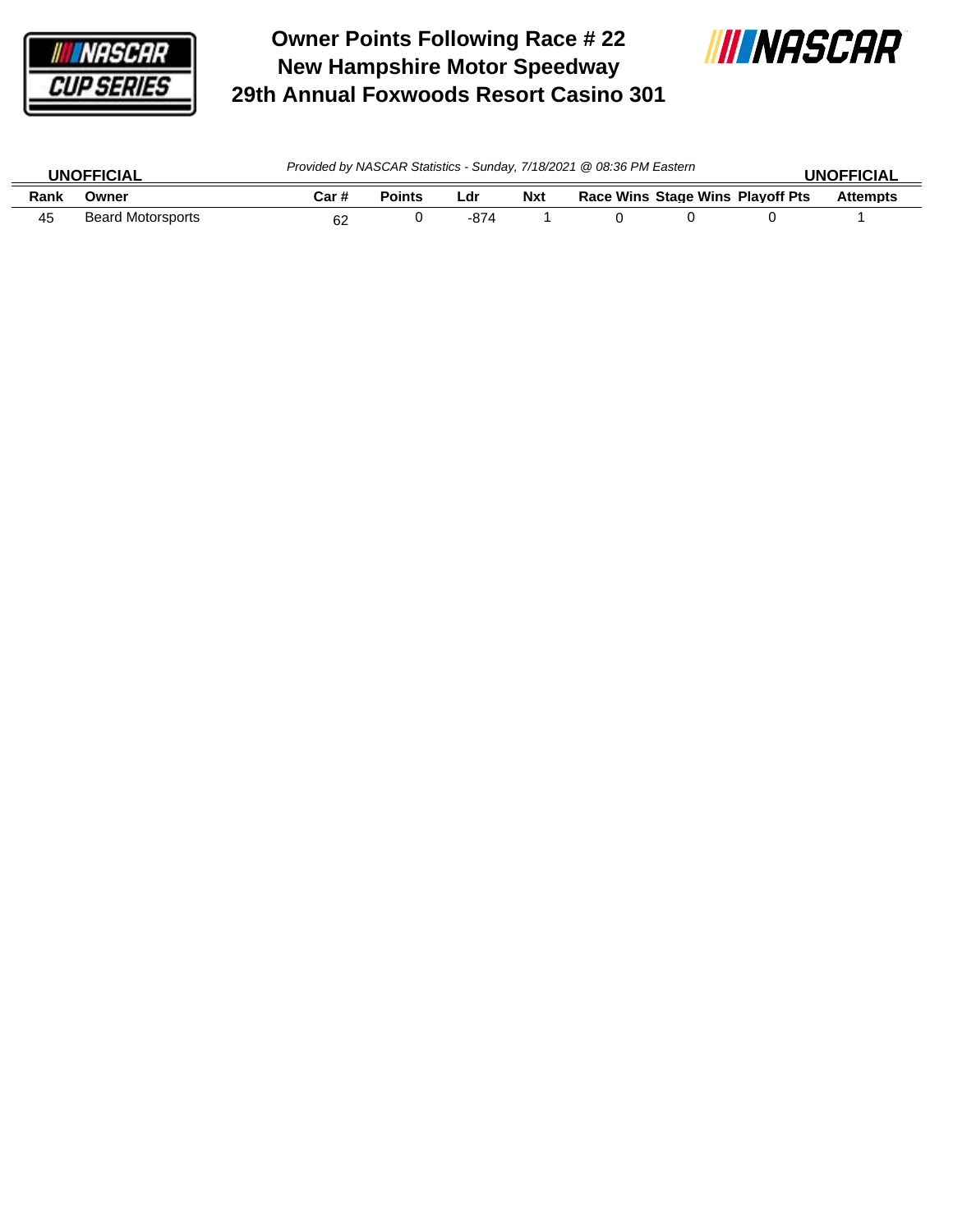# Owner Points Following Race # 22
# New Hampshire Motor Speedway
# 29th Annual Foxwoods Resort Casino 301

**UNOFFICIAL** *Provided by NASCAR Statistics - Sunday, 7/18/2021 @ 08:36 PM Eastern* **UNOFFICIAL**

| Rank | Owner | Car # | Points | Ldr | Nxt | Race Wins | Stage Wins | Playoff Pts | Attempts |
|---|---|---|---|---|---|---|---|---|---|
| 45 | Beard Motorsports | 62 | 0 | -874 | 1 | 0 | 0 | 0 | 1 |